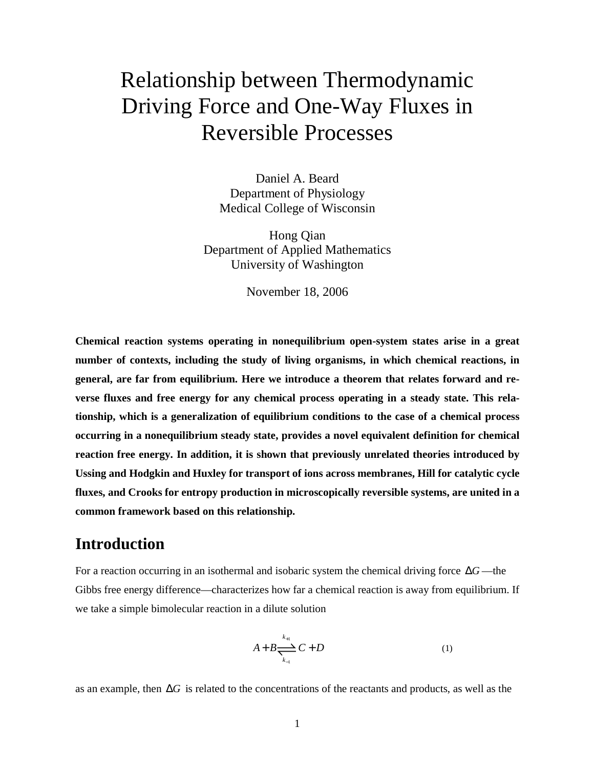# Relationship between Thermodynamic Driving Force and One-Way Fluxes in Reversible Processes

Daniel A. Beard
Department of Physiology
Medical College of Wisconsin

Hong Qian
Department of Applied Mathematics
University of Washington

November 18, 2006

**Chemical reaction systems operating in nonequilibrium open-system states arise in a great number of contexts, including the study of living organisms, in which chemical reactions, in general, are far from equilibrium. Here we introduce a theorem that relates forward and reverse fluxes and free energy for any chemical process operating in a steady state. This relationship, which is a generalization of equilibrium conditions to the case of a chemical process occurring in a nonequilibrium steady state, provides a novel equivalent definition for chemical reaction free energy. In addition, it is shown that previously unrelated theories introduced by Ussing and Hodgkin and Huxley for transport of ions across membranes, Hill for catalytic cycle fluxes, and Crooks for entropy production in microscopically reversible systems, are united in a common framework based on this relationship.**

## Introduction

For a reaction occurring in an isothermal and isobaric system the chemical driving force $\Delta G$ —the Gibbs free energy difference—characterizes how far a chemical reaction is away from equilibrium. If we take a simple bimolecular reaction in a dilute solution

$$A + B \underset{k_{-1}}{\overset{k_{+1}}{\rightleftharpoons}} C + D \qquad (1)$$

as an example, then $\Delta G$ is related to the concentrations of the reactants and products, as well as the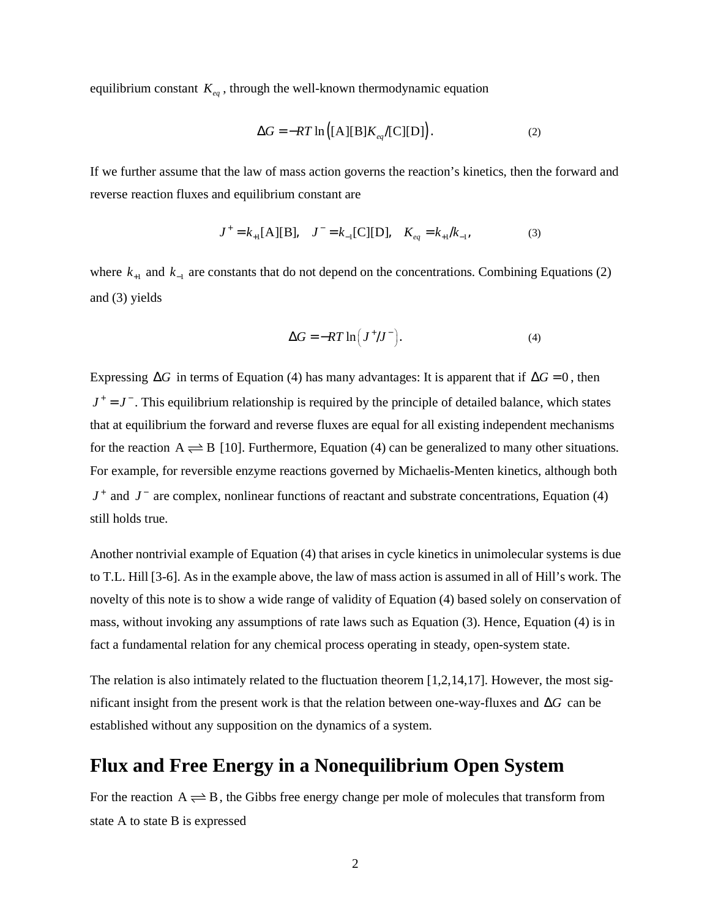equilibrium constant $K_{eq}$, through the well-known thermodynamic equation

$$\Delta G = -RT \ln\Big([\mathrm{A}][\mathrm{B}]K_{eq}/[\mathrm{C}][\mathrm{D}]\Big). \tag{2}$$

If we further assume that the law of mass action governs the reaction's kinetics, then the forward and reverse reaction fluxes and equilibrium constant are

$$J^+ = k_{+1}[\mathrm{A}][\mathrm{B}], \quad J^- = k_{-1}[\mathrm{C}][\mathrm{D}], \quad K_{eq} = k_{+1}/k_{-1}, \tag{3}$$

where $k_{+1}$ and $k_{-1}$ are constants that do not depend on the concentrations. Combining Equations (2) and (3) yields

$$\Delta G = -RT \ln\left(J^+/J^-\right). \tag{4}$$

Expressing $\Delta G$ in terms of Equation (4) has many advantages: It is apparent that if $\Delta G = 0$, then $J^+ = J^-$. This equilibrium relationship is required by the principle of detailed balance, which states that at equilibrium the forward and reverse fluxes are equal for all existing independent mechanisms for the reaction $\mathrm{A} \rightleftharpoons \mathrm{B}$ [10]. Furthermore, Equation (4) can be generalized to many other situations. For example, for reversible enzyme reactions governed by Michaelis-Menten kinetics, although both $J^+$ and $J^-$ are complex, nonlinear functions of reactant and substrate concentrations, Equation (4) still holds true.

Another nontrivial example of Equation (4) that arises in cycle kinetics in unimolecular systems is due to T.L. Hill [3-6]. As in the example above, the law of mass action is assumed in all of Hill's work. The novelty of this note is to show a wide range of validity of Equation (4) based solely on conservation of mass, without invoking any assumptions of rate laws such as Equation (3). Hence, Equation (4) is in fact a fundamental relation for any chemical process operating in steady, open-system state.

The relation is also intimately related to the fluctuation theorem [1,2,14,17]. However, the most significant insight from the present work is that the relation between one-way-fluxes and $\Delta G$ can be established without any supposition on the dynamics of a system.

## Flux and Free Energy in a Nonequilibrium Open System

For the reaction $\mathrm{A} \rightleftharpoons \mathrm{B}$, the Gibbs free energy change per mole of molecules that transform from state A to state B is expressed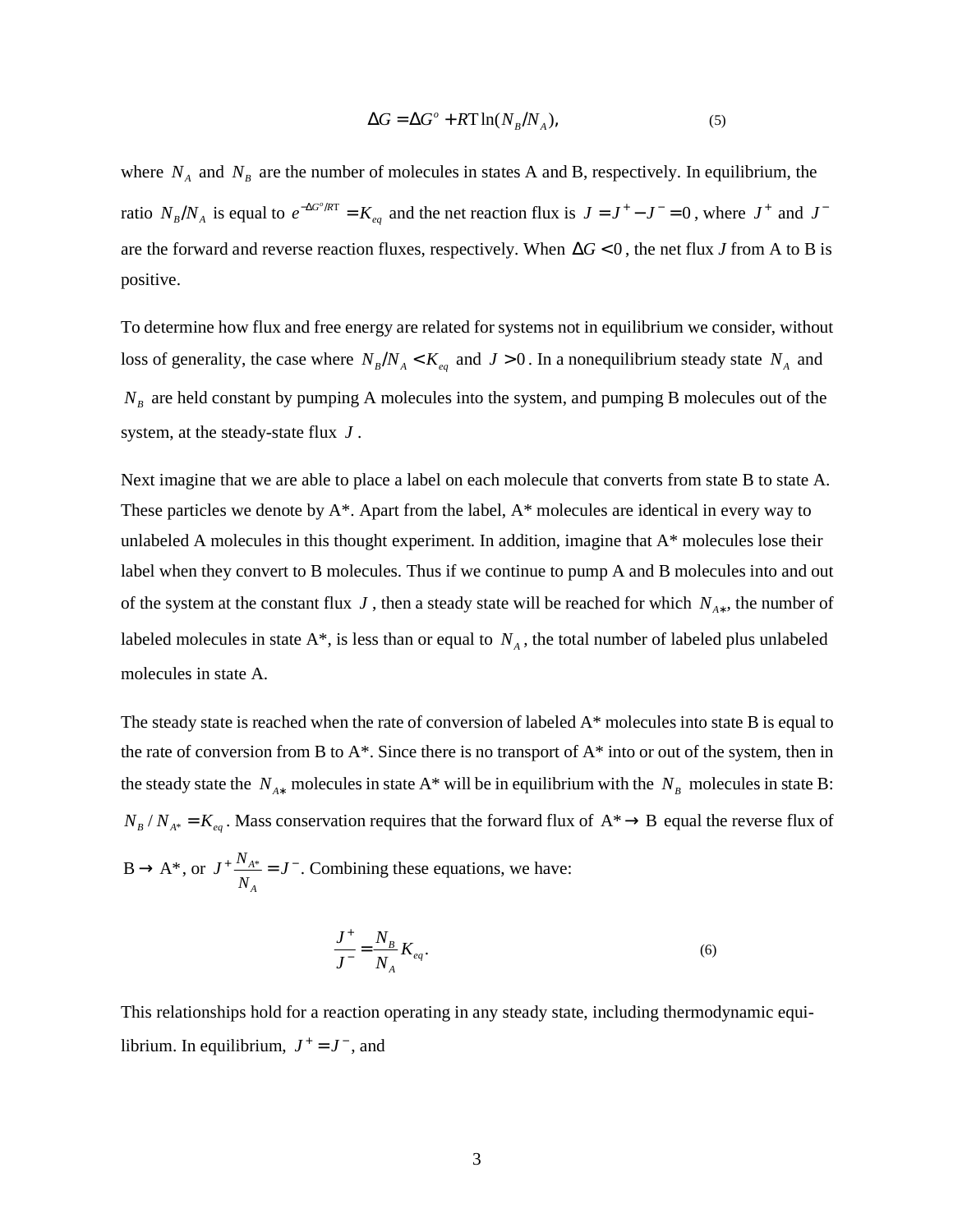$$\Delta G = \Delta G^o + RT \ln(N_B / N_A), \tag{5}$$

where $N_A$ and $N_B$ are the number of molecules in states A and B, respectively. In equilibrium, the ratio $N_B / N_A$ is equal to $e^{-\Delta G^o / RT} = K_{eq}$ and the net reaction flux is $J = J^+ - J^- = 0$, where $J^+$ and $J^-$ are the forward and reverse reaction fluxes, respectively. When $\Delta G < 0$, the net flux $J$ from A to B is positive.

To determine how flux and free energy are related for systems not in equilibrium we consider, without loss of generality, the case where $N_B / N_A < K_{eq}$ and $J > 0$. In a nonequilibrium steady state $N_A$ and $N_B$ are held constant by pumping A molecules into the system, and pumping B molecules out of the system, at the steady-state flux $J$.

Next imagine that we are able to place a label on each molecule that converts from state B to state A. These particles we denote by A*. Apart from the label, A* molecules are identical in every way to unlabeled A molecules in this thought experiment. In addition, imagine that A* molecules lose their label when they convert to B molecules. Thus if we continue to pump A and B molecules into and out of the system at the constant flux $J$, then a steady state will be reached for which $N_{A*}$, the number of labeled molecules in state A*, is less than or equal to $N_A$, the total number of labeled plus unlabeled molecules in state A.

The steady state is reached when the rate of conversion of labeled A* molecules into state B is equal to the rate of conversion from B to A*. Since there is no transport of A* into or out of the system, then in the steady state the $N_{A*}$ molecules in state A* will be in equilibrium with the $N_B$ molecules in state B: $N_B / N_{A*} = K_{eq}$. Mass conservation requires that the forward flux of $\text{A*} \rightarrow \text{B}$ equal the reverse flux of $\text{B} \rightarrow \text{A*}$, or $J^+ \frac{N_{A*}}{N_A} = J^-$. Combining these equations, we have:

$$\frac{J^+}{J^-} = \frac{N_B}{N_A} K_{eq}. \tag{6}$$

This relationships hold for a reaction operating in any steady state, including thermodynamic equilibrium. In equilibrium, $J^+ = J^-$, and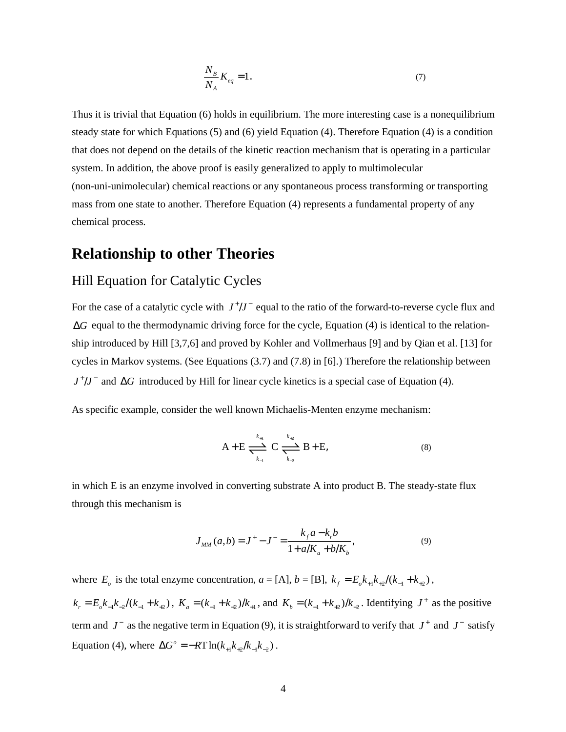$$\frac{N_B}{N_A} K_{eq} = 1. \tag{7}$$

Thus it is trivial that Equation (6) holds in equilibrium. The more interesting case is a nonequilibrium steady state for which Equations (5) and (6) yield Equation (4). Therefore Equation (4) is a condition that does not depend on the details of the kinetic reaction mechanism that is operating in a particular system. In addition, the above proof is easily generalized to apply to multimolecular (non-uni-unimolecular) chemical reactions or any spontaneous process transforming or transporting mass from one state to another. Therefore Equation (4) represents a fundamental property of any chemical process.

# Relationship to other Theories

## Hill Equation for Catalytic Cycles

For the case of a catalytic cycle with $J^+/J^-$ equal to the ratio of the forward-to-reverse cycle flux and $\Delta G$ equal to the thermodynamic driving force for the cycle, Equation (4) is identical to the relationship introduced by Hill [3,7,6] and proved by Kohler and Vollmerhaus [9] and by Qian et al. [13] for cycles in Markov systems. (See Equations (3.7) and (7.8) in [6].) Therefore the relationship between $J^+/J^-$ and $\Delta G$ introduced by Hill for linear cycle kinetics is a special case of Equation (4).

As specific example, consider the well known Michaelis-Menten enzyme mechanism:

$$\mathrm{A} + \mathrm{E} \underset{k_{-1}}{\overset{k_{+1}}{\rightleftharpoons}} \mathrm{C} \underset{k_{-2}}{\overset{k_{+2}}{\rightleftharpoons}} \mathrm{B} + \mathrm{E}, \tag{8}$$

in which E is an enzyme involved in converting substrate A into product B. The steady-state flux through this mechanism is

$$J_{MM}(a,b) = J^+ - J^- = \frac{k_f a - k_r b}{1 + a/K_a + b/K_b}, \tag{9}$$

where $E_o$ is the total enzyme concentration, $a$ = [A], $b$ = [B], $k_f = E_o k_{+1} k_{+2}/(k_{-1} + k_{+2})$, $k_r = E_o k_{-1} k_{-2}/(k_{-1} + k_{+2})$, $K_a = (k_{-1} + k_{+2})/k_{+1}$, and $K_b = (k_{-1} + k_{+2})/k_{-2}$. Identifying $J^+$ as the positive term and $J^-$ as the negative term in Equation (9), it is straightforward to verify that $J^+$ and $J^-$ satisfy Equation (4), where $\Delta G^o = -RT \ln(k_{+1} k_{+2}/k_{-1} k_{-2})$.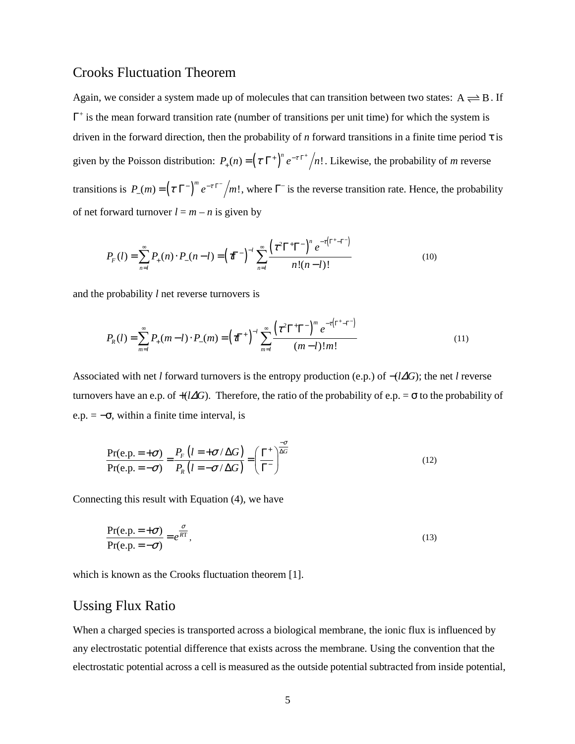## Crooks Fluctuation Theorem

Again, we consider a system made up of molecules that can transition between two states: $\mathrm{A} \rightleftharpoons \mathrm{B}$. If $\Gamma^+$ is the mean forward transition rate (number of transitions per unit time) for which the system is driven in the forward direction, then the probability of $n$ forward transitions in a finite time period $\tau$ is given by the Poisson distribution: $P_+(n) = \left(\tau\,\Gamma^+\right)^n e^{-\tau\Gamma^+} \big/ n!$. Likewise, the probability of $m$ reverse transitions is $P_-(m) = \left(\tau\,\Gamma^-\right)^m e^{-\tau\Gamma^-} \big/ m!$, where $\Gamma^-$ is the reverse transition rate. Hence, the probability of net forward turnover $l = m - n$ is given by

$$P_F(l) = \sum_{n=l}^{\infty} P_+(n)\cdot P_-(n-l) = \left(\tau\Gamma^-\right)^{-l} \sum_{n=l}^{\infty} \frac{\left(\tau^2\Gamma^+\Gamma^-\right)^n e^{-\tau\left(\Gamma^+-\Gamma^-\right)}}{n!(n-l)!} \tag{10}$$

and the probability $l$ net reverse turnovers is

$$P_R(l) = \sum_{m=l}^{\infty} P_+(m-l)\cdot P_-(m) = \left(\tau\Gamma^+\right)^{-l} \sum_{m=l}^{\infty} \frac{\left(\tau^2\Gamma^+\Gamma^-\right)^m e^{-\tau\left(\Gamma^+-\Gamma^-\right)}}{(m-l)!\,m!} \tag{11}$$

Associated with net $l$ forward turnovers is the entropy production (e.p.) of $-(l\Delta G)$; the net $l$ reverse turnovers have an e.p. of $+(l\Delta G)$. Therefore, the ratio of the probability of e.p. = $\sigma$ to the probability of e.p. = $-\sigma$, within a finite time interval, is

$$\frac{\Pr(\text{e.p.} = +\sigma)}{\Pr(\text{e.p.} = -\sigma)} = \frac{P_F\left(l = +\sigma/\Delta G\right)}{P_R\left(l = -\sigma/\Delta G\right)} = \left(\frac{\Gamma^+}{\Gamma^-}\right)^{\frac{-\sigma}{\Delta G}} \tag{12}$$

Connecting this result with Equation (4), we have

$$\frac{\Pr(\text{e.p.} = +\sigma)}{\Pr(\text{e.p.} = -\sigma)} = e^{\frac{\sigma}{RT}}, \tag{13}$$

which is known as the Crooks fluctuation theorem [1].

## Ussing Flux Ratio

When a charged species is transported across a biological membrane, the ionic flux is influenced by any electrostatic potential difference that exists across the membrane. Using the convention that the electrostatic potential across a cell is measured as the outside potential subtracted from inside potential,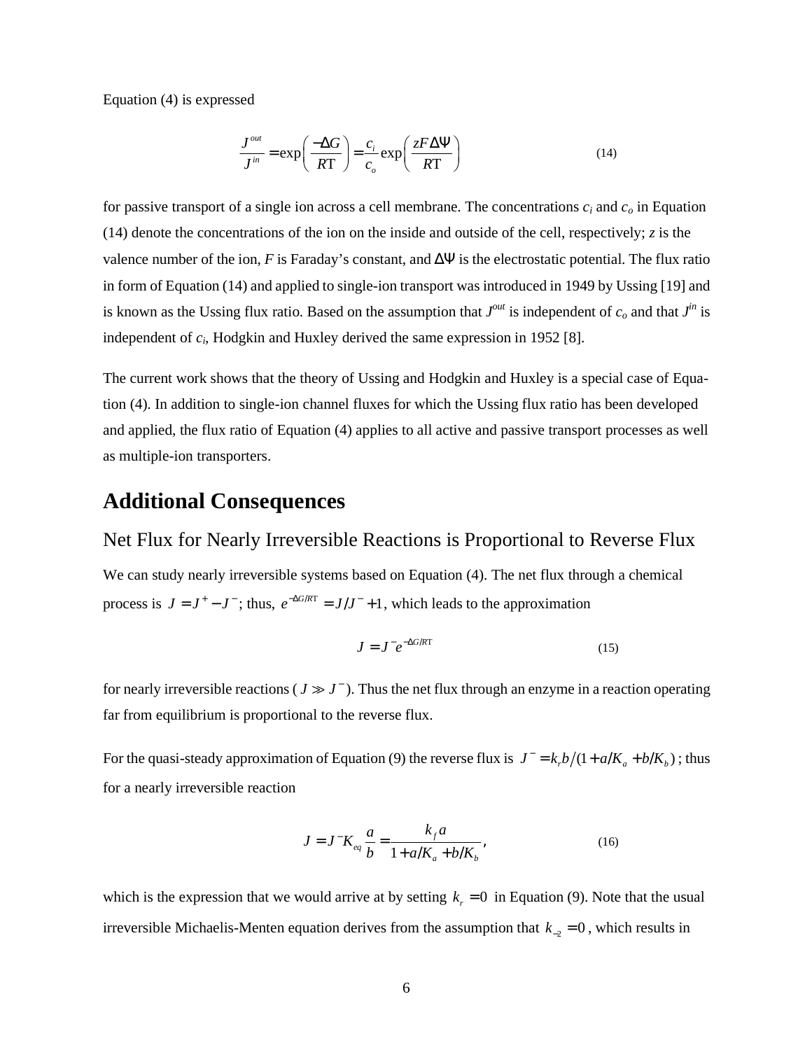Equation (4) is expressed

$$\frac{J^{out}}{J^{in}} = \exp\left(\frac{-\Delta G}{R\mathrm{T}}\right) = \frac{c_i}{c_o}\exp\left(\frac{zF\Delta\Psi}{R\mathrm{T}}\right) \tag{14}$$

for passive transport of a single ion across a cell membrane. The concentrations $c_i$ and $c_o$ in Equation (14) denote the concentrations of the ion on the inside and outside of the cell, respectively; $z$ is the valence number of the ion, $F$ is Faraday's constant, and $\Delta\Psi$ is the electrostatic potential. The flux ratio in form of Equation (14) and applied to single-ion transport was introduced in 1949 by Ussing [19] and is known as the Ussing flux ratio. Based on the assumption that $J^{out}$ is independent of $c_o$ and that $J^{in}$ is independent of $c_i$, Hodgkin and Huxley derived the same expression in 1952 [8].

The current work shows that the theory of Ussing and Hodgkin and Huxley is a special case of Equation (4). In addition to single-ion channel fluxes for which the Ussing flux ratio has been developed and applied, the flux ratio of Equation (4) applies to all active and passive transport processes as well as multiple-ion transporters.

# Additional Consequences

## Net Flux for Nearly Irreversible Reactions is Proportional to Reverse Flux

We can study nearly irreversible systems based on Equation (4). The net flux through a chemical process is $J = J^+ - J^-$; thus, $e^{-\Delta G/R\mathrm{T}} = J/J^- + 1$, which leads to the approximation

$$J = J^- e^{-\Delta G/R\mathrm{T}} \tag{15}$$

for nearly irreversible reactions ($J \gg J^-$). Thus the net flux through an enzyme in a reaction operating far from equilibrium is proportional to the reverse flux.

For the quasi-steady approximation of Equation (9) the reverse flux is $J^- = k_r b/(1 + a/K_a + b/K_b)$; thus for a nearly irreversible reaction

$$J = J^- K_{eq}\frac{a}{b} = \frac{k_f a}{1 + a/K_a + b/K_b}, \tag{16}$$

which is the expression that we would arrive at by setting $k_r = 0$ in Equation (9). Note that the usual irreversible Michaelis-Menten equation derives from the assumption that $k_{-2} = 0$, which results in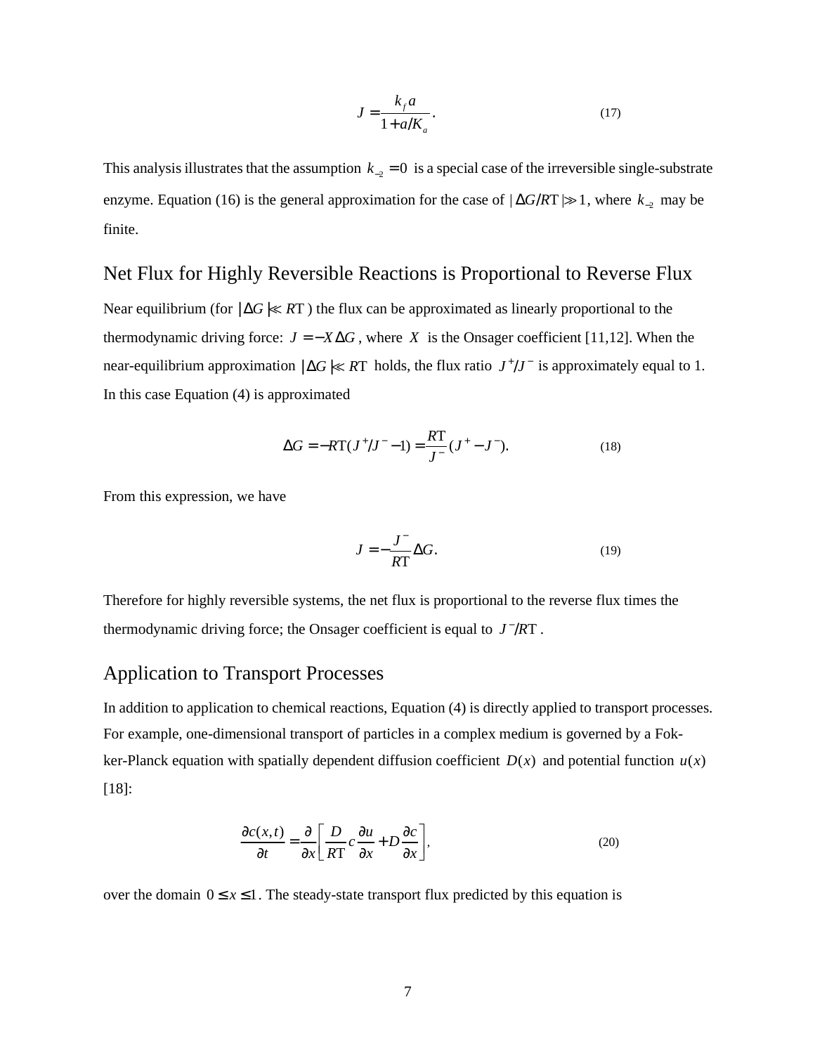$$J = \frac{k_f a}{1 + a/K_a}. \tag{17}$$

This analysis illustrates that the assumption $k_{-2} = 0$ is a special case of the irreversible single-substrate enzyme. Equation (16) is the general approximation for the case of $|\Delta G/R\text{T}| \gg 1$, where $k_{-2}$ may be finite.

## Net Flux for Highly Reversible Reactions is Proportional to Reverse Flux

Near equilibrium (for $|\Delta G| \ll R\text{T}$) the flux can be approximated as linearly proportional to the thermodynamic driving force: $J = -X\Delta G$, where $X$ is the Onsager coefficient [11,12]. When the near-equilibrium approximation $|\Delta G| \ll R\text{T}$ holds, the flux ratio $J^+/J^-$ is approximately equal to 1. In this case Equation (4) is approximated

$$\Delta G = -R\text{T}(J^+/J^- - 1) = \frac{R\text{T}}{J^-}(J^+ - J^-). \tag{18}$$

From this expression, we have

$$J = -\frac{J^-}{R\text{T}}\Delta G. \tag{19}$$

Therefore for highly reversible systems, the net flux is proportional to the reverse flux times the thermodynamic driving force; the Onsager coefficient is equal to $J^-/R\text{T}$.

## Application to Transport Processes

In addition to application to chemical reactions, Equation (4) is directly applied to transport processes. For example, one-dimensional transport of particles in a complex medium is governed by a Fokker-Planck equation with spatially dependent diffusion coefficient $D(x)$ and potential function $u(x)$ [18]:

$$\frac{\partial c(x,t)}{\partial t} = \frac{\partial}{\partial x}\left[\frac{D}{R\text{T}} c \frac{\partial u}{\partial x} + D\frac{\partial c}{\partial x}\right], \tag{20}$$

over the domain $0 \le x \le 1$. The steady-state transport flux predicted by this equation is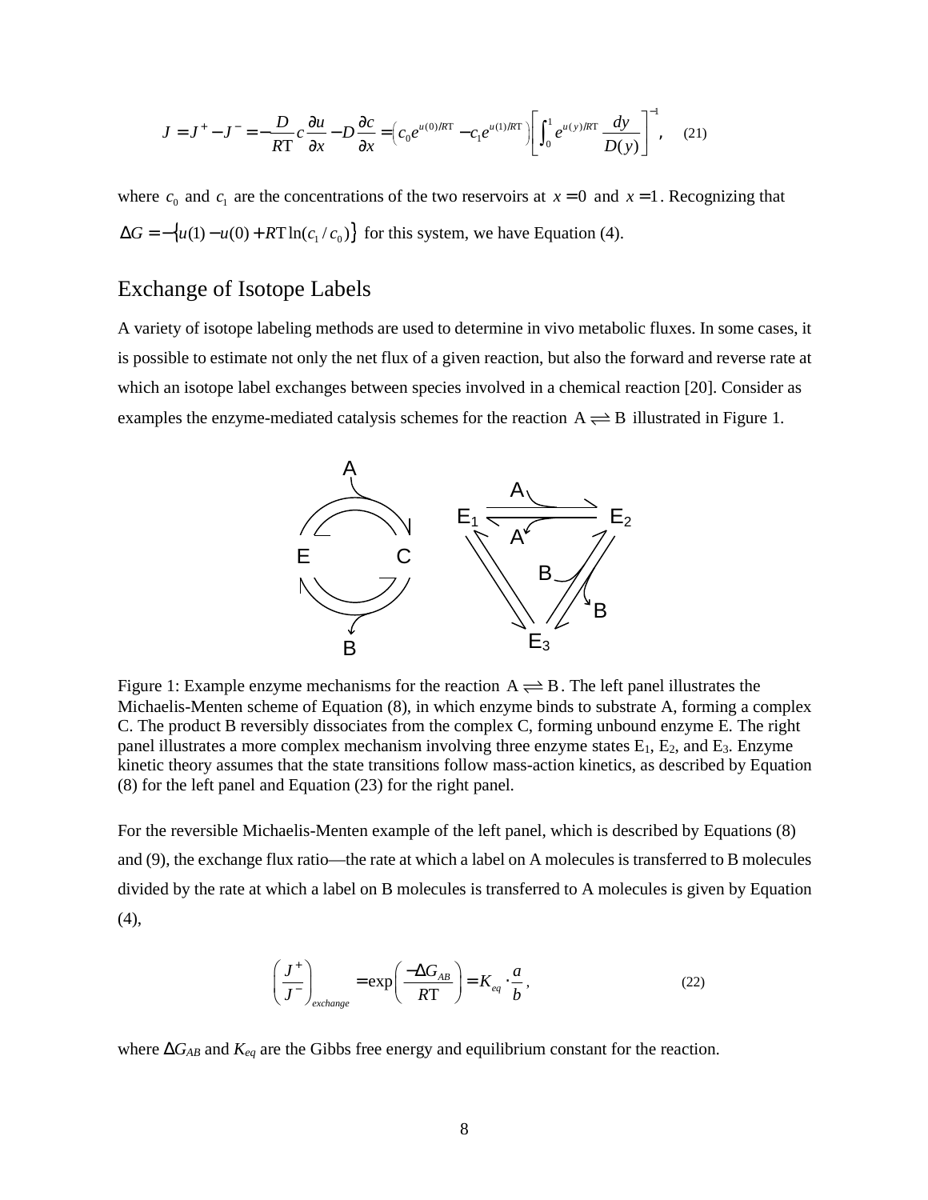$$J = J^+ - J^- = -\frac{D}{RT} c \frac{\partial u}{\partial x} - D \frac{\partial c}{\partial x} = \left( c_0 e^{u(0)/RT} - c_1 e^{u(1)/RT} \right) \left[ \int_0^1 e^{u(y)/RT} \frac{dy}{D(y)} \right]^{-1}, \quad (21)$$

where $c_0$ and $c_1$ are the concentrations of the two reservoirs at $x = 0$ and $x = 1$. Recognizing that $\Delta G = -\{u(1) - u(0) + RT \ln(c_1 / c_0)\}$ for this system, we have Equation (4).

## Exchange of Isotope Labels

A variety of isotope labeling methods are used to determine in vivo metabolic fluxes. In some cases, it is possible to estimate not only the net flux of a given reaction, but also the forward and reverse rate at which an isotope label exchanges between species involved in a chemical reaction [20]. Consider as examples the enzyme-mediated catalysis schemes for the reaction $\mathrm{A} \rightleftharpoons \mathrm{B}$ illustrated in Figure 1.

Figure 1: Example enzyme mechanisms for the reaction $\mathrm{A} \rightleftharpoons \mathrm{B}$. The left panel illustrates the Michaelis-Menten scheme of Equation (8), in which enzyme binds to substrate A, forming a complex C. The product B reversibly dissociates from the complex C, forming unbound enzyme E. The right panel illustrates a more complex mechanism involving three enzyme states $E_1$, $E_2$, and $E_3$. Enzyme kinetic theory assumes that the state transitions follow mass-action kinetics, as described by Equation (8) for the left panel and Equation (23) for the right panel.

For the reversible Michaelis-Menten example of the left panel, which is described by Equations (8) and (9), the exchange flux ratio—the rate at which a label on A molecules is transferred to B molecules divided by the rate at which a label on B molecules is transferred to A molecules is given by Equation (4),

$$\left( \frac{J^+}{J^-} \right)_{exchange} = \exp\left( \frac{-\Delta G_{AB}}{RT} \right) = K_{eq} \cdot \frac{a}{b}, \quad (22)$$

where $\Delta G_{AB}$ and $K_{eq}$ are the Gibbs free energy and equilibrium constant for the reaction.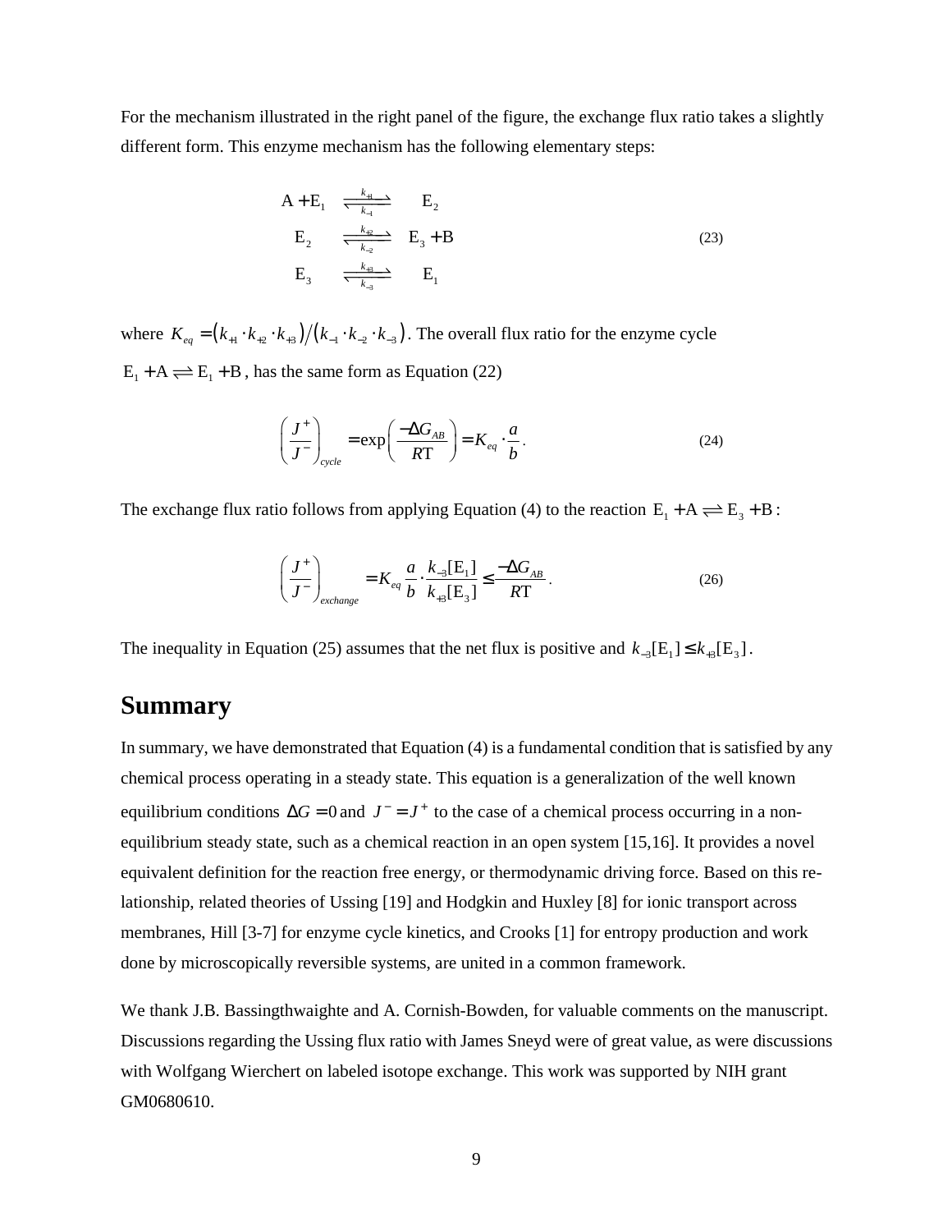For the mechanism illustrated in the right panel of the figure, the exchange flux ratio takes a slightly different form. This enzyme mechanism has the following elementary steps:

$$
\begin{aligned}
\mathrm{A} + \mathrm{E}_1 &\underset{k_{-1}}{\overset{k_{+1}}{\rightleftharpoons}} \mathrm{E}_2 \\
\mathrm{E}_2 &\underset{k_{-2}}{\overset{k_{+2}}{\rightleftharpoons}} \mathrm{E}_3 + \mathrm{B} \\
\mathrm{E}_3 &\underset{k_{-3}}{\overset{k_{+3}}{\rightleftharpoons}} \mathrm{E}_1
\end{aligned}
\tag{23}
$$

where $K_{eq} = \left(k_{+1} \cdot k_{+2} \cdot k_{+3}\right) / \left(k_{-1} \cdot k_{-2} \cdot k_{-3}\right)$. The overall flux ratio for the enzyme cycle $\mathrm{E}_1 + \mathrm{A} \rightleftharpoons \mathrm{E}_1 + \mathrm{B}$, has the same form as Equation (22)

$$
\left(\frac{J^+}{J^-}\right)_{cycle} = \exp\left(\frac{-\Delta G_{AB}}{R\mathrm{T}}\right) = K_{eq} \cdot \frac{a}{b}. \tag{24}
$$

The exchange flux ratio follows from applying Equation (4) to the reaction $\mathrm{E}_1 + \mathrm{A} \rightleftharpoons \mathrm{E}_3 + \mathrm{B}$:

$$
\left(\frac{J^+}{J^-}\right)_{exchange} = K_{eq} \frac{a}{b} \cdot \frac{k_{-3}[\mathrm{E}_1]}{k_{+3}[\mathrm{E}_3]} \leq \frac{-\Delta G_{AB}}{R\mathrm{T}}. \tag{26}
$$

The inequality in Equation (25) assumes that the net flux is positive and $k_{-3}[\mathrm{E}_1] \leq k_{+3}[\mathrm{E}_3]$.

## Summary

In summary, we have demonstrated that Equation (4) is a fundamental condition that is satisfied by any chemical process operating in a steady state. This equation is a generalization of the well known equilibrium conditions $\Delta G = 0$ and $J^- = J^+$ to the case of a chemical process occurring in a non-equilibrium steady state, such as a chemical reaction in an open system [15,16]. It provides a novel equivalent definition for the reaction free energy, or thermodynamic driving force. Based on this relationship, related theories of Ussing [19] and Hodgkin and Huxley [8] for ionic transport across membranes, Hill [3-7] for enzyme cycle kinetics, and Crooks [1] for entropy production and work done by microscopically reversible systems, are united in a common framework.

We thank J.B. Bassingthwaighte and A. Cornish-Bowden, for valuable comments on the manuscript. Discussions regarding the Ussing flux ratio with James Sneyd were of great value, as were discussions with Wolfgang Wierchert on labeled isotope exchange. This work was supported by NIH grant GM0680610.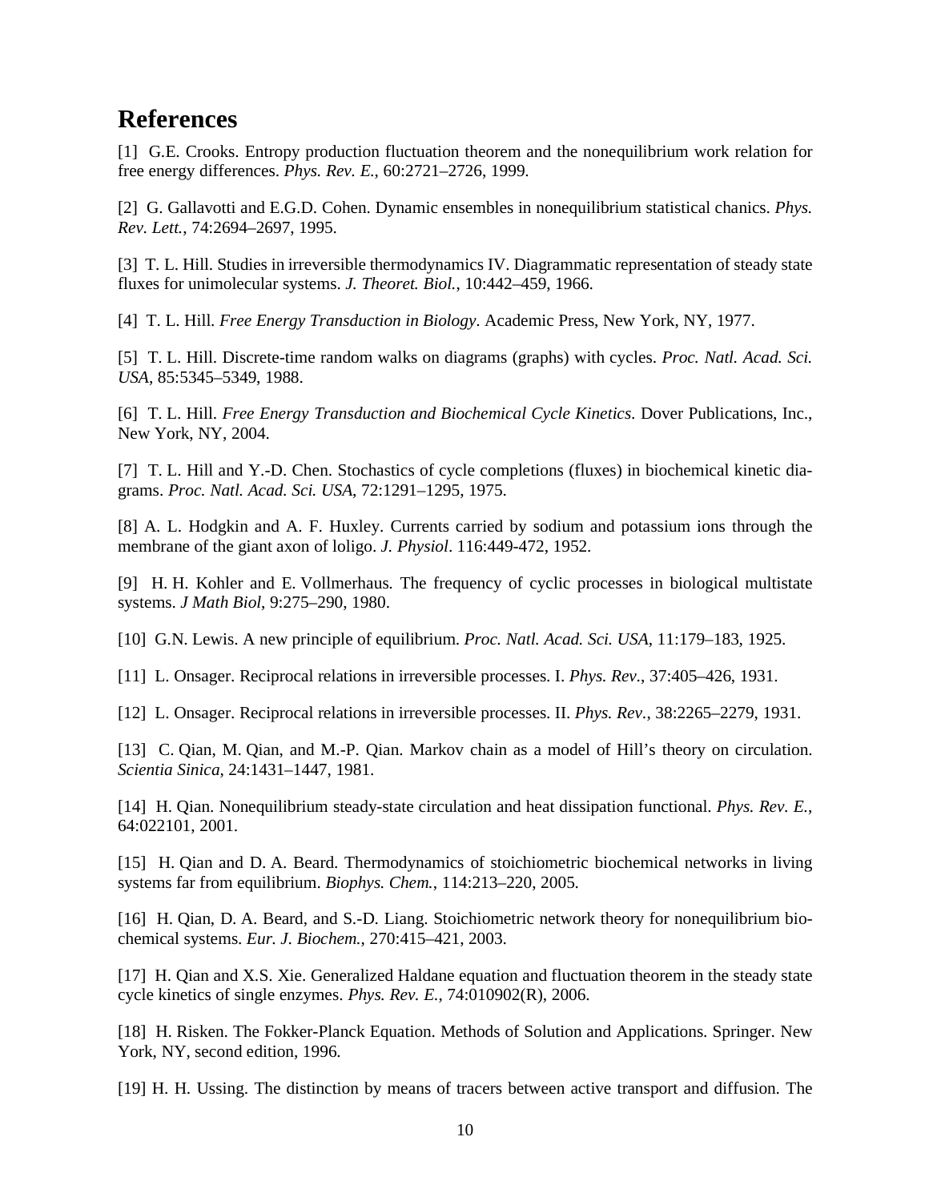# References

[1] G.E. Crooks. Entropy production fluctuation theorem and the nonequilibrium work relation for free energy differences. *Phys. Rev. E.*, 60:2721–2726, 1999.

[2] G. Gallavotti and E.G.D. Cohen. Dynamic ensembles in nonequilibrium statistical chanics. *Phys. Rev. Lett.*, 74:2694–2697, 1995.

[3] T. L. Hill. Studies in irreversible thermodynamics IV. Diagrammatic representation of steady state fluxes for unimolecular systems. *J. Theoret. Biol.*, 10:442–459, 1966.

[4] T. L. Hill. *Free Energy Transduction in Biology*. Academic Press, New York, NY, 1977.

[5] T. L. Hill. Discrete-time random walks on diagrams (graphs) with cycles. *Proc. Natl. Acad. Sci. USA*, 85:5345–5349, 1988.

[6] T. L. Hill. *Free Energy Transduction and Biochemical Cycle Kinetics*. Dover Publications, Inc., New York, NY, 2004.

[7] T. L. Hill and Y.-D. Chen. Stochastics of cycle completions (fluxes) in biochemical kinetic diagrams. *Proc. Natl. Acad. Sci. USA*, 72:1291–1295, 1975.

[8] A. L. Hodgkin and A. F. Huxley. Currents carried by sodium and potassium ions through the membrane of the giant axon of loligo. *J. Physiol*. 116:449-472, 1952.

[9] H. H. Kohler and E. Vollmerhaus. The frequency of cyclic processes in biological multistate systems. *J Math Biol*, 9:275–290, 1980.

[10] G.N. Lewis. A new principle of equilibrium. *Proc. Natl. Acad. Sci. USA*, 11:179–183, 1925.

[11] L. Onsager. Reciprocal relations in irreversible processes. I. *Phys. Rev.*, 37:405–426, 1931.

[12] L. Onsager. Reciprocal relations in irreversible processes. II. *Phys. Rev.*, 38:2265–2279, 1931.

[13] C. Qian, M. Qian, and M.-P. Qian. Markov chain as a model of Hill's theory on circulation. *Scientia Sinica*, 24:1431–1447, 1981.

[14] H. Qian. Nonequilibrium steady-state circulation and heat dissipation functional. *Phys. Rev. E.*, 64:022101, 2001.

[15] H. Qian and D. A. Beard. Thermodynamics of stoichiometric biochemical networks in living systems far from equilibrium. *Biophys. Chem.*, 114:213–220, 2005.

[16] H. Qian, D. A. Beard, and S.-D. Liang. Stoichiometric network theory for nonequilibrium biochemical systems. *Eur. J. Biochem.*, 270:415–421, 2003.

[17] H. Qian and X.S. Xie. Generalized Haldane equation and fluctuation theorem in the steady state cycle kinetics of single enzymes. *Phys. Rev. E.*, 74:010902(R), 2006.

[18] H. Risken. The Fokker-Planck Equation. Methods of Solution and Applications. Springer. New York, NY, second edition, 1996.

[19] H. H. Ussing. The distinction by means of tracers between active transport and diffusion. The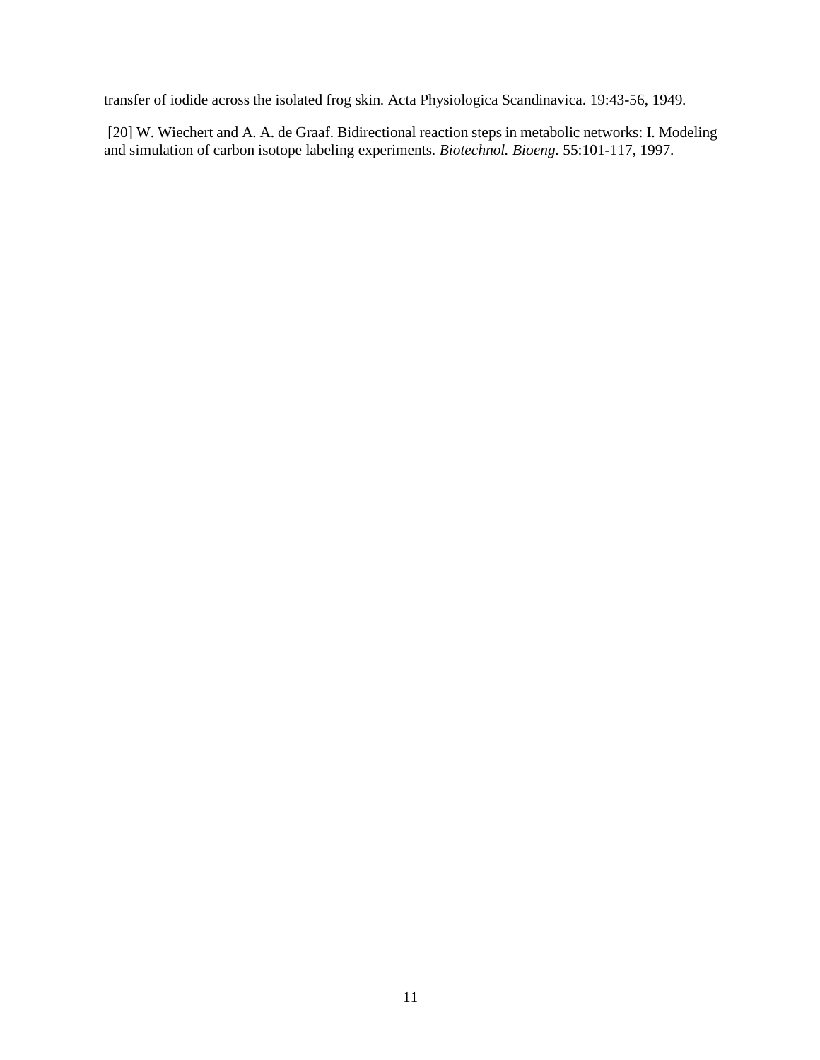transfer of iodide across the isolated frog skin. Acta Physiologica Scandinavica. 19:43-56, 1949.

[20] W. Wiechert and A. A. de Graaf. Bidirectional reaction steps in metabolic networks: I. Modeling and simulation of carbon isotope labeling experiments. *Biotechnol. Bioeng.* 55:101-117, 1997.